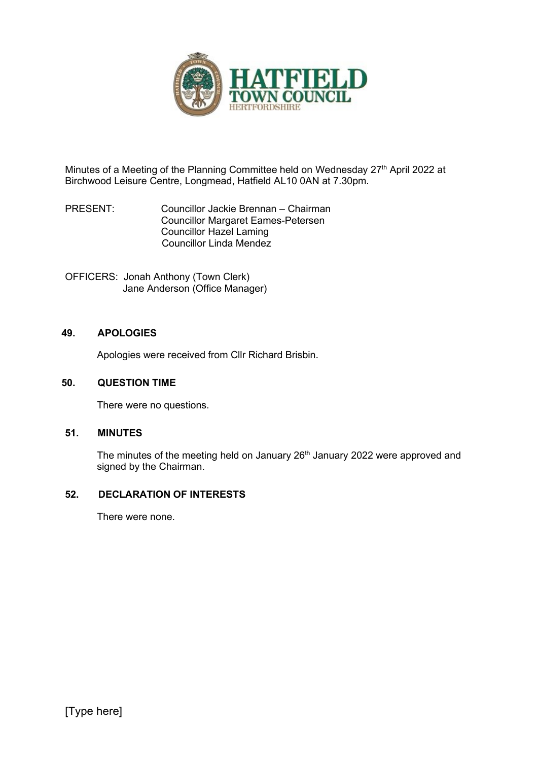Minutes of a Meeting of the Planning Committee held on Wednesday 27th April 2022 at Birchwood Leisure Centre, Longmead, Hatfield AL10 0AN at 7.30pm.

PRESENT: Councillor Jackie Brennan – Chairman
Councillor Margaret Eames-Petersen
Councillor Hazel Laming
Councillor Linda Mendez

OFFICERS: Jonah Anthony (Town Clerk)
Jane Anderson (Office Manager)

## 49. APOLOGIES

Apologies were received from Cllr Richard Brisbin.

## 50. QUESTION TIME

There were no questions.

## 51. MINUTES

The minutes of the meeting held on January 26th January 2022 were approved and signed by the Chairman.

## 52. DECLARATION OF INTERESTS

There were none.

[Type here]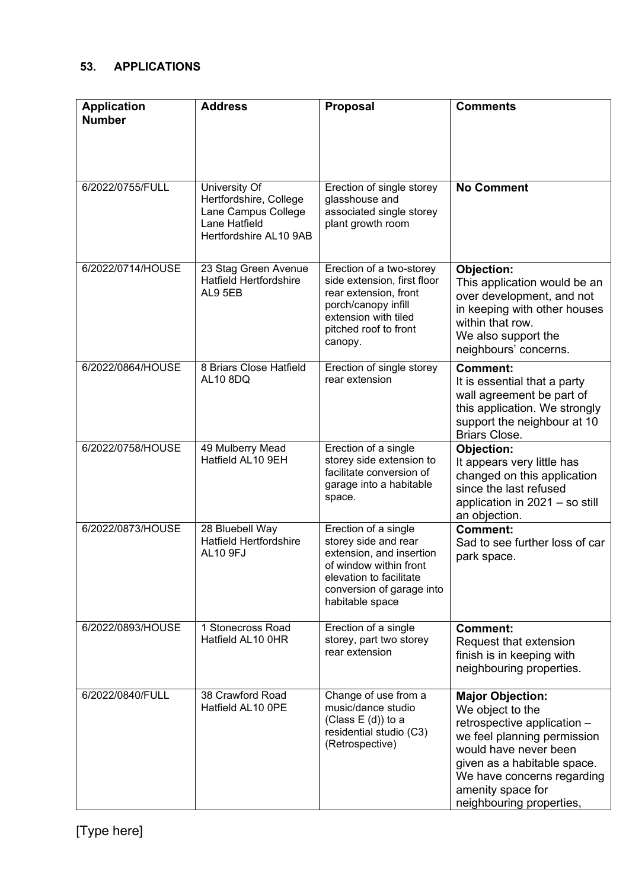## 53. APPLICATIONS

| Application Number | Address | Proposal | Comments |
|---|---|---|---|
| 6/2022/0755/FULL | University Of Hertfordshire, College Lane Campus College Lane Hatfield Hertfordshire AL10 9AB | Erection of single storey glasshouse and associated single storey plant growth room | **No Comment** |
| 6/2022/0714/HOUSE | 23 Stag Green Avenue Hatfield Hertfordshire AL9 5EB | Erection of a two-storey side extension, first floor rear extension, front porch/canopy infill extension with tiled pitched roof to front canopy. | **Objection:** This application would be an over development, and not in keeping with other houses within that row. We also support the neighbours' concerns. |
| 6/2022/0864/HOUSE | 8 Briars Close Hatfield AL10 8DQ | Erection of single storey rear extension | **Comment:** It is essential that a party wall agreement be part of this application. We strongly support the neighbour at 10 Briars Close. |
| 6/2022/0758/HOUSE | 49 Mulberry Mead Hatfield AL10 9EH | Erection of a single storey side extension to facilitate conversion of garage into a habitable space. | **Objection:** It appears very little has changed on this application since the last refused application in 2021 – so still an objection. |
| 6/2022/0873/HOUSE | 28 Bluebell Way Hatfield Hertfordshire AL10 9FJ | Erection of a single storey side and rear extension, and insertion of window within front elevation to facilitate conversion of garage into habitable space | **Comment:** Sad to see further loss of car park space. |
| 6/2022/0893/HOUSE | 1 Stonecross Road Hatfield AL10 0HR | Erection of a single storey, part two storey rear extension | **Comment:** Request that extension finish is in keeping with neighbouring properties. |
| 6/2022/0840/FULL | 38 Crawford Road Hatfield AL10 0PE | Change of use from a music/dance studio (Class E (d)) to a residential studio (C3) (Retrospective) | **Major Objection:** We object to the retrospective application – we feel planning permission would have never been given as a habitable space. We have concerns regarding amenity space for neighbouring properties, |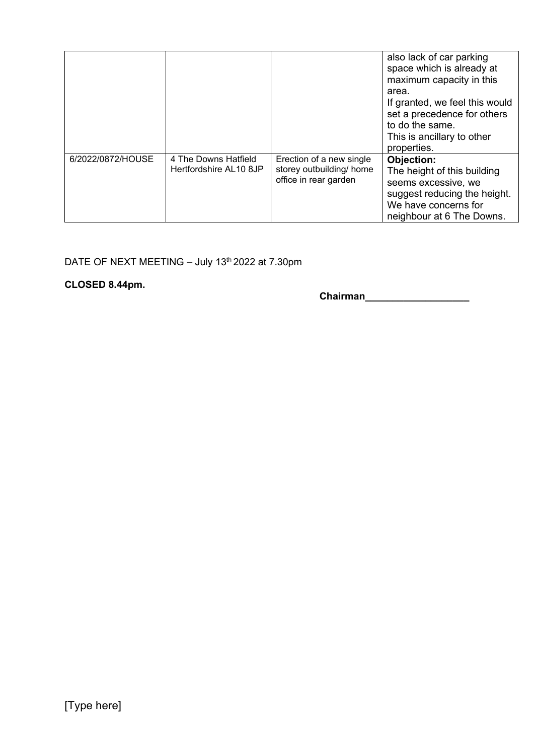| | | | |
|---|---|---|---|
| | | | also lack of car parking space which is already at maximum capacity in this area.<br>If granted, we feel this would set a precedence for others to do the same.<br>This is ancillary to other properties. |
| 6/2022/0872/HOUSE | 4 The Downs Hatfield Hertfordshire AL10 8JP | Erection of a new single storey outbuilding/ home office in rear garden | **Objection:**<br>The height of this building seems excessive, we suggest reducing the height.<br>We have concerns for neighbour at 6 The Downs. |

DATE OF NEXT MEETING – July 13th 2022 at 7.30pm

**CLOSED 8.44pm.**

**Chairman___________________**

[Type here]